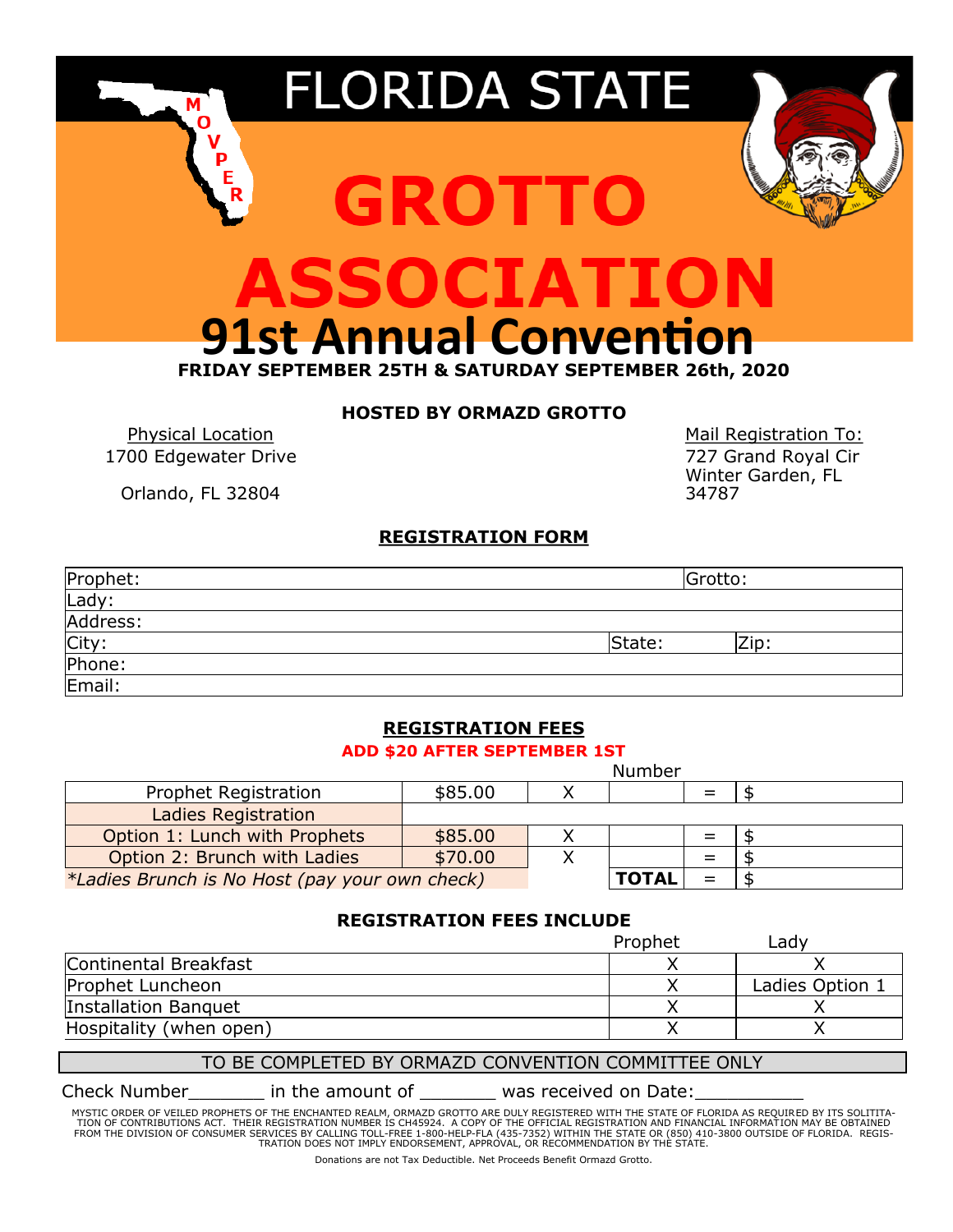# FLORIDA STATE GROTTO ASSOCIATION

M O V P E R

## 91st Annual Convention

**FRIDAY SEPTEMBER 25TH & SATURDAY SEPTEMBER 26th, 2020**

**HOSTED BY ORMAZD GROTTO**

Physical Location
1700 Edgewater Drive
Orlando, FL 32804

Mail Registration To:
727 Grand Royal Cir
Winter Garden, FL
34787

### REGISTRATION FORM

| | | |
|---|---|---|
| Prophet: | | Grotto: |
| Lady: | | |
| Address: | | |
| City: | State: | Zip: |
| Phone: | | |
| Email: | | |

### REGISTRATION FEES

**ADD $20 AFTER SEPTEMBER 1ST**

| | | | Number | | |
|---|---|---|---|---|---|
| Prophet Registration | $85.00 | X | | = | $ |
| Ladies Registration | | | | | |
| Option 1: Lunch with Prophets | $85.00 | X | | = | $ |
| Option 2: Brunch with Ladies | $70.00 | X | | = | $ |
| *\*Ladies Brunch is No Host (pay your own check)* | | | **TOTAL** | = | $ |

### REGISTRATION FEES INCLUDE

| | Prophet | Lady |
|---|---|---|
| Continental Breakfast | X | X |
| Prophet Luncheon | X | Ladies Option 1 |
| Installation Banquet | X | X |
| Hospitality (when open) | X | X |

TO BE COMPLETED BY ORMAZD CONVENTION COMMITTEE ONLY

Check Number_______ in the amount of _______ was received on Date:__________

MYSTIC ORDER OF VEILED PROPHETS OF THE ENCHANTED REALM, ORMAZD GROTTO ARE DULY REGISTERED WITH THE STATE OF FLORIDA AS REQUIRED BY ITS SOLITITATION OF CONTRIBUTIONS ACT. THEIR REGISTRATION NUMBER IS CH45924. A COPY OF THE OFFICIAL REGISTRATION AND FINANCIAL INFORMATION MAY BE OBTAINED FROM THE DIVISION OF CONSUMER SERVICES BY CALLING TOLL-FREE 1-800-HELP-FLA (435-7352) WITHIN THE STATE OR (850) 410-3800 OUTSIDE OF FLORIDA. REGISTRATION DOES NOT IMPLY ENDORSEMENT, APPROVAL, OR RECOMMENDATION BY THE STATE.

Donations are not Tax Deductible. Net Proceeds Benefit Ormazd Grotto.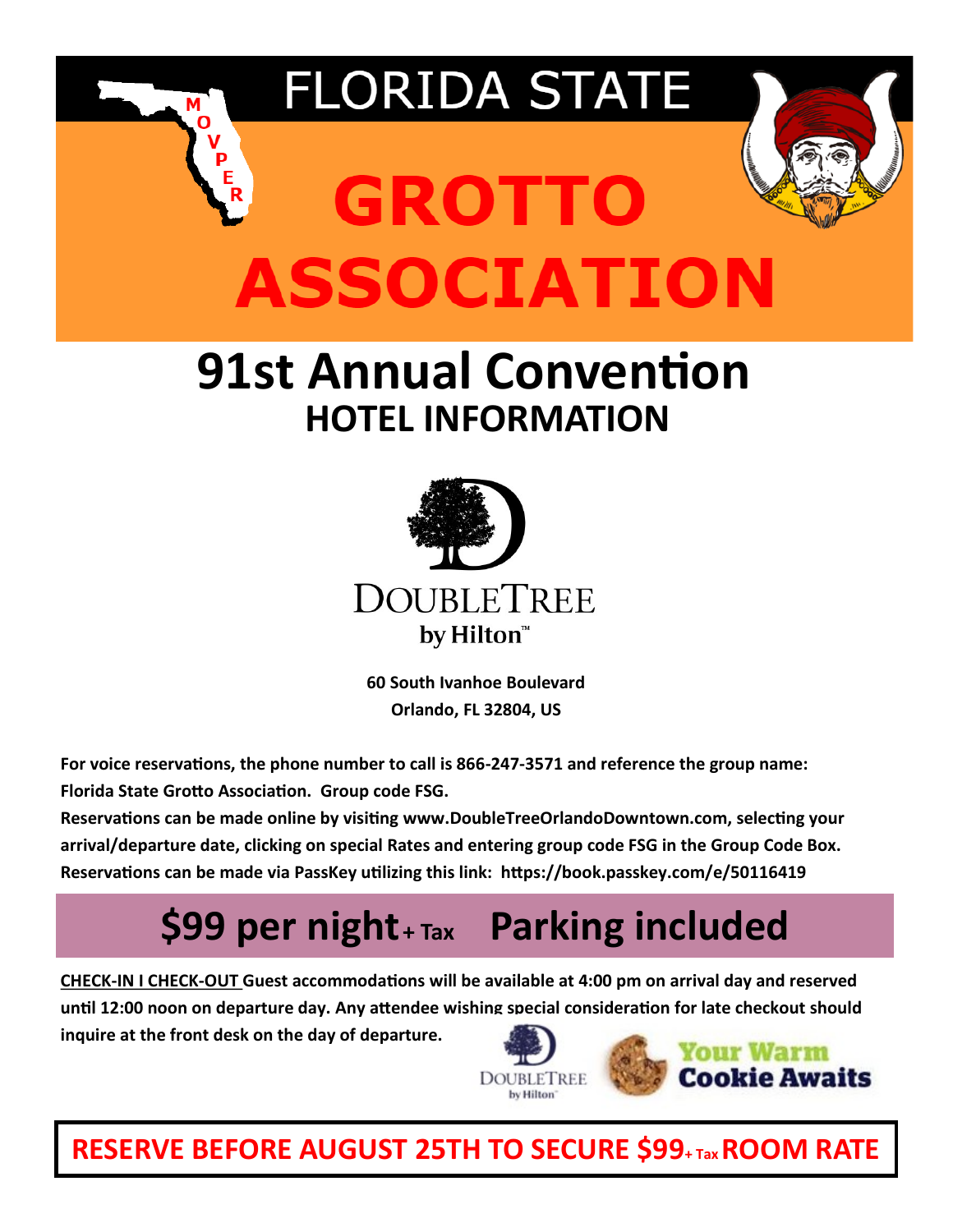# FLORIDA STATE GROTTO ASSOCIATION

M O V P E R

## 91st Annual Convention

## HOTEL INFORMATION

DoubleTree by Hilton™

**60 South Ivanhoe Boulevard**
**Orlando, FL 32804, US**

**For voice reservations, the phone number to call is 866-247-3571 and reference the group name: Florida State Grotto Association. Group code FSG.**

**Reservations can be made online by visiting www.DoubleTreeOrlandoDowntown.com, selecting your arrival/departure date, clicking on special Rates and entering group code FSG in the Group Code Box.**

**Reservations can be made via PassKey utilizing this link: https://book.passkey.com/e/50116419**

## $99 per night + Tax Parking included

**CHECK-IN I CHECK-OUT Guest accommodations will be available at 4:00 pm on arrival day and reserved until 12:00 noon on departure day. Any attendee wishing special consideration for late checkout should inquire at the front desk on the day of departure.**

DoubleTree by Hilton — Your Warm Cookie Awaits

**RESERVE BEFORE AUGUST 25TH TO SECURE $99 + Tax ROOM RATE**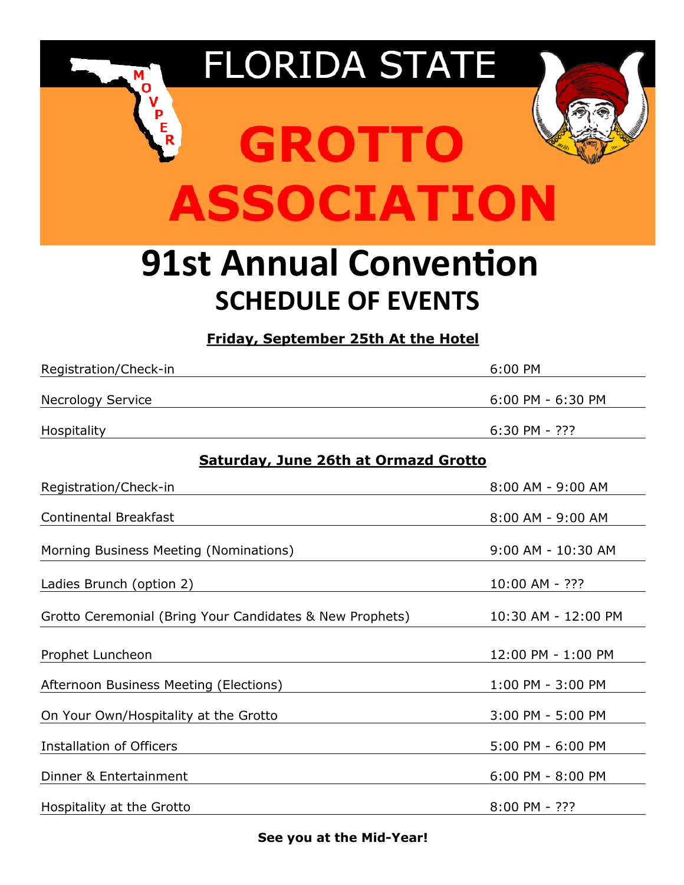# FLORIDA STATE GROTTO ASSOCIATION

M O V P E R

## 91st Annual Convention

### SCHEDULE OF EVENTS

**Friday, September 25th At the Hotel**

| | |
|---|---|
| Registration/Check-in | 6:00 PM |
| Necrology Service | 6:00 PM - 6:30 PM |
| Hospitality | 6:30 PM - ??? |

**Saturday, June 26th at Ormazd Grotto**

| | |
|---|---|
| Registration/Check-in | 8:00 AM - 9:00 AM |
| Continental Breakfast | 8:00 AM - 9:00 AM |
| Morning Business Meeting (Nominations) | 9:00 AM - 10:30 AM |
| Ladies Brunch (option 2) | 10:00 AM - ??? |
| Grotto Ceremonial (Bring Your Candidates & New Prophets) | 10:30 AM - 12:00 PM |
| Prophet Luncheon | 12:00 PM - 1:00 PM |
| Afternoon Business Meeting (Elections) | 1:00 PM - 3:00 PM |
| On Your Own/Hospitality at the Grotto | 3:00 PM - 5:00 PM |
| Installation of Officers | 5:00 PM - 6:00 PM |
| Dinner & Entertainment | 6:00 PM - 8:00 PM |
| Hospitality at the Grotto | 8:00 PM - ??? |

**See you at the Mid-Year!**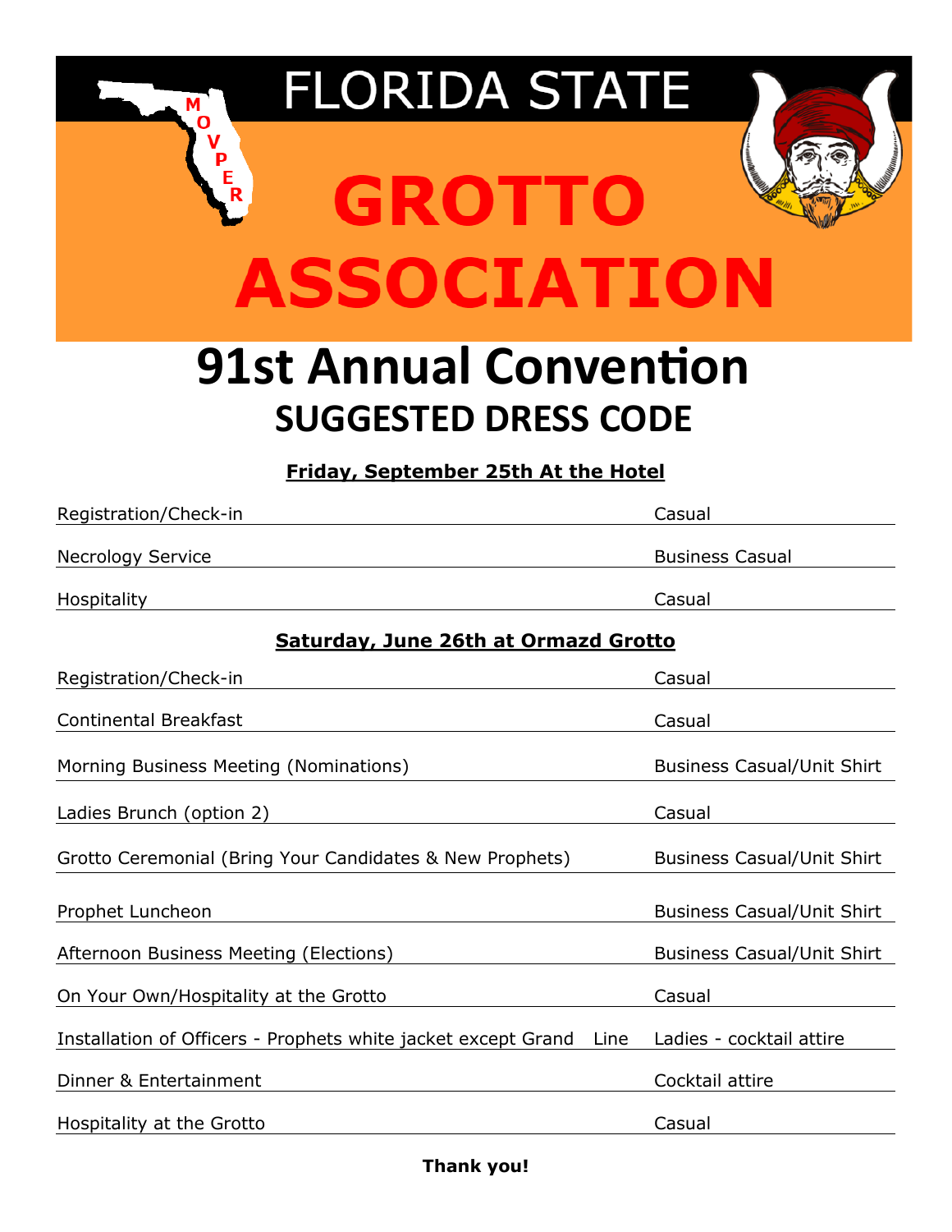# FLORIDA STATE GROTTO ASSOCIATION

M O V P E R

# 91st Annual Convention

## SUGGESTED DRESS CODE

**Friday, September 25th At the Hotel**

| | |
|---|---|
| Registration/Check-in | Casual |
| Necrology Service | Business Casual |
| Hospitality | Casual |

**Saturday, June 26th at Ormazd Grotto**

| | |
|---|---|
| Registration/Check-in | Casual |
| Continental Breakfast | Casual |
| Morning Business Meeting (Nominations) | Business Casual/Unit Shirt |
| Ladies Brunch (option 2) | Casual |
| Grotto Ceremonial (Bring Your Candidates & New Prophets) | Business Casual/Unit Shirt |
| Prophet Luncheon | Business Casual/Unit Shirt |
| Afternoon Business Meeting (Elections) | Business Casual/Unit Shirt |
| On Your Own/Hospitality at the Grotto | Casual |
| Installation of Officers - Prophets white jacket except Grand Line | Ladies - cocktail attire |
| Dinner & Entertainment | Cocktail attire |
| Hospitality at the Grotto | Casual |

**Thank you!**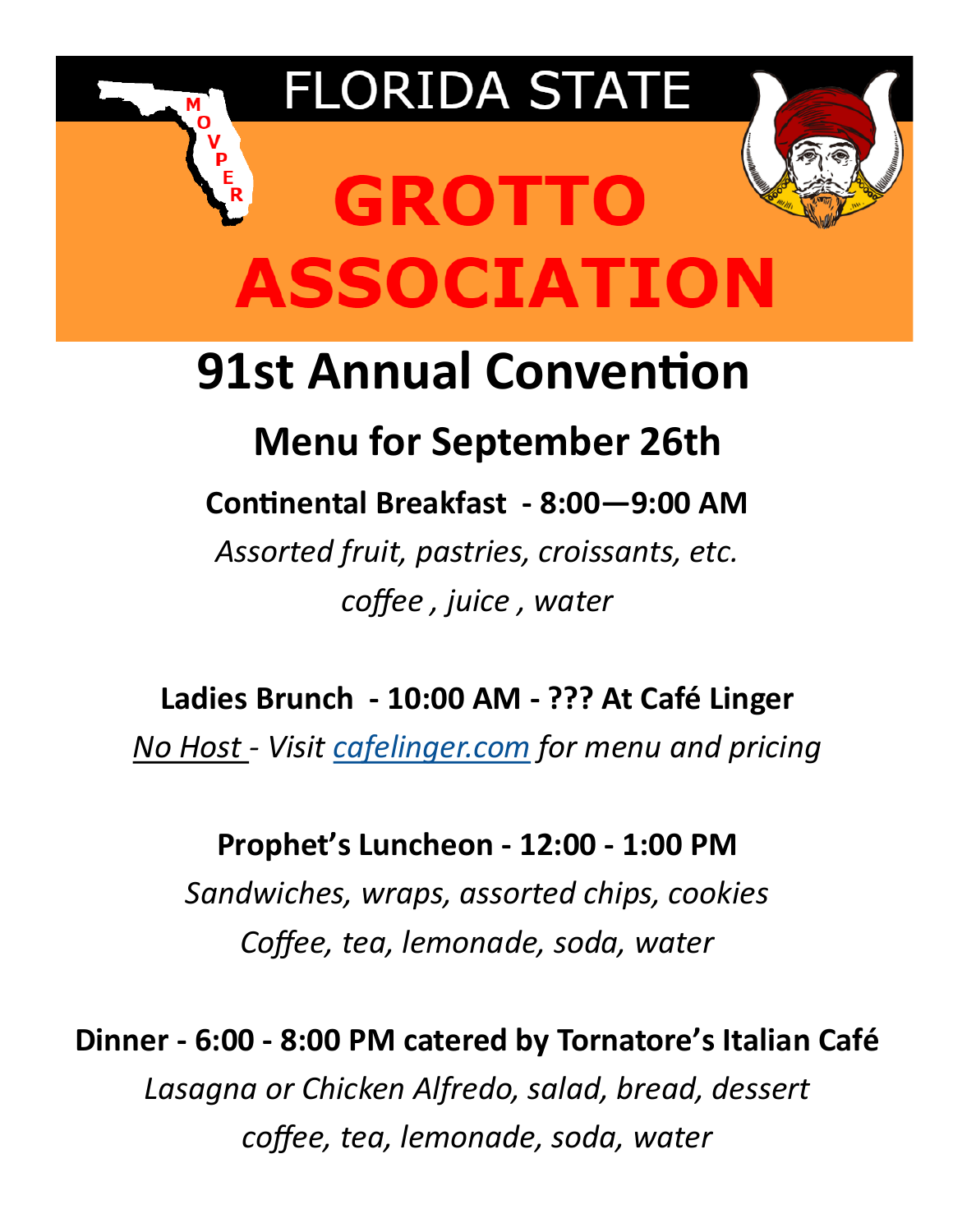# FLORIDA STATE GROTTO ASSOCIATION

MOVPER

## 91st Annual Convention

### Menu for September 26th

**Continental Breakfast - 8:00—9:00 AM**

*Assorted fruit, pastries, croissants, etc.*

*coffee , juice , water*

**Ladies Brunch - 10:00 AM - ??? At Café Linger**

*No Host - Visit cafelinger.com for menu and pricing*

**Prophet's Luncheon - 12:00 - 1:00 PM**

*Sandwiches, wraps, assorted chips, cookies*

*Coffee, tea, lemonade, soda, water*

**Dinner - 6:00 - 8:00 PM catered by Tornatore's Italian Café**

*Lasagna or Chicken Alfredo, salad, bread, dessert*

*coffee, tea, lemonade, soda, water*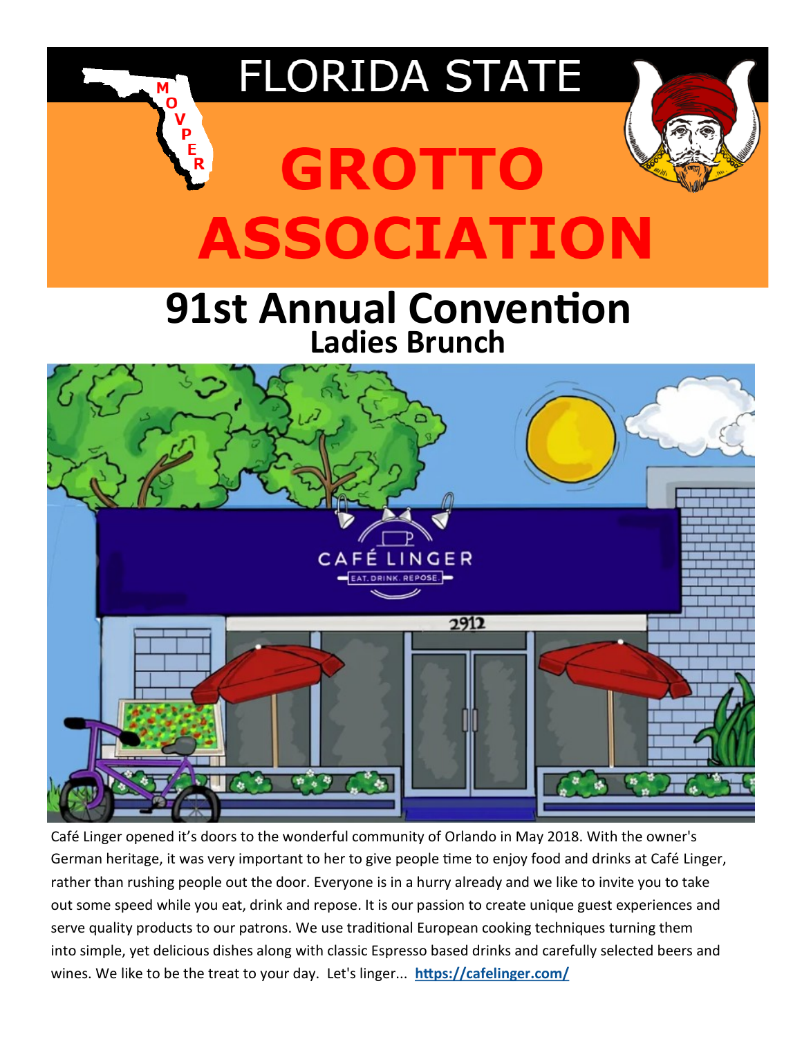# FLORIDA STATE GROTTO ASSOCIATION

## 91st Annual Convention

### Ladies Brunch

Café Linger opened it's doors to the wonderful community of Orlando in May 2018. With the owner's German heritage, it was very important to her to give people time to enjoy food and drinks at Café Linger, rather than rushing people out the door. Everyone is in a hurry already and we like to invite you to take out some speed while you eat, drink and repose. It is our passion to create unique guest experiences and serve quality products to our patrons. We use traditional European cooking techniques turning them into simple, yet delicious dishes along with classic Espresso based drinks and carefully selected beers and wines. We like to be the treat to your day. Let's linger... **https://cafelinger.com/**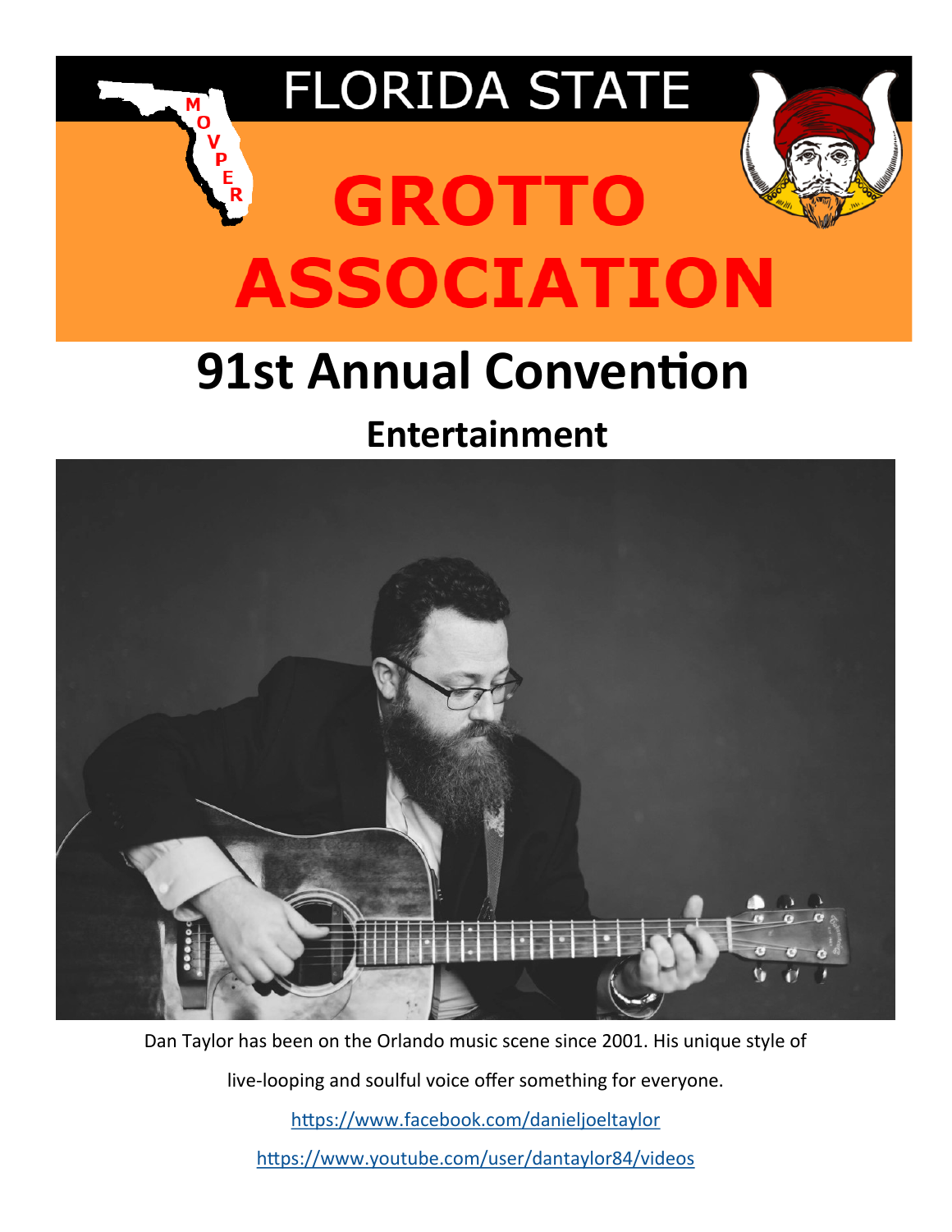# FLORIDA STATE GROTTO ASSOCIATION

## 91st Annual Convention

### Entertainment

Dan Taylor has been on the Orlando music scene since 2001. His unique style of live-looping and soulful voice offer something for everyone.

https://www.facebook.com/danieljoeltaylor

https://www.youtube.com/user/dantaylor84/videos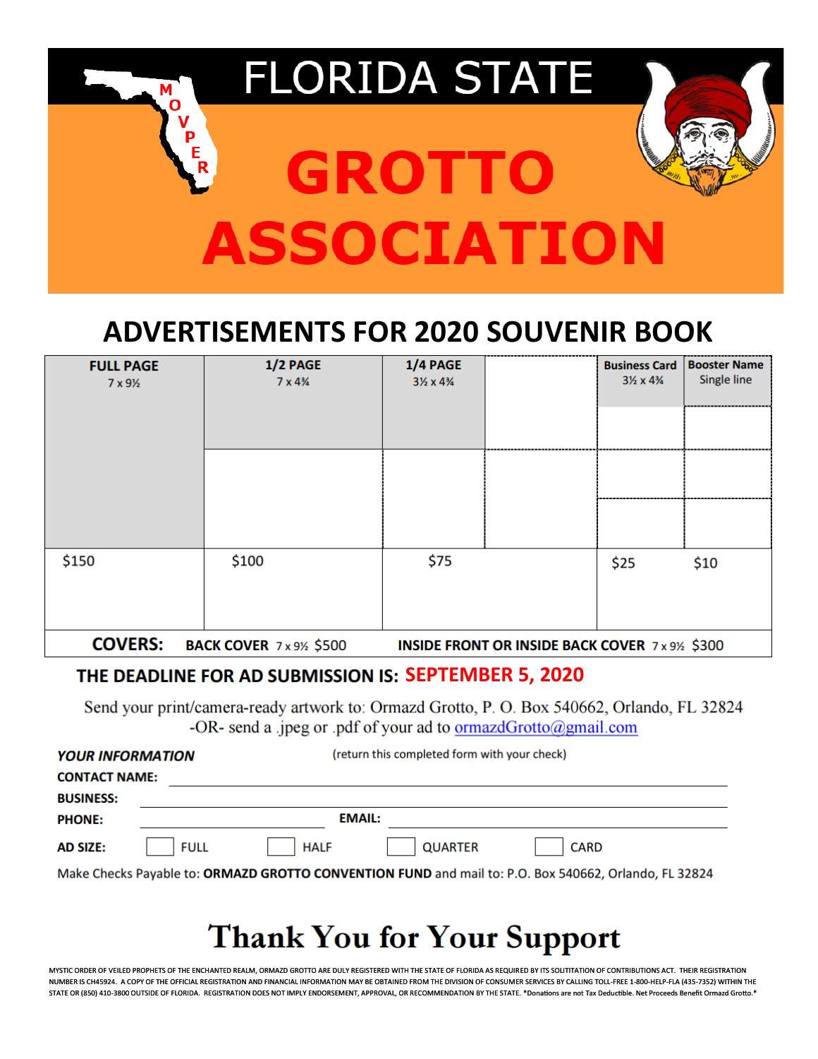# FLORIDA STATE GROTTO ASSOCIATION

M O V P E R

## ADVERTISEMENTS FOR 2020 SOUVENIR BOOK

| FULL PAGE 7 x 9½ | 1/2 PAGE 7 x 4¾ | 1/4 PAGE 3½ x 4¾ | Business Card 3½ x 4¾ | Booster Name Single line |
|---|---|---|---|---|
| $150 | $100 | $75 | $25 | $10 |

**COVERS:** **BACK COVER** 7 x 9½ $500 **INSIDE FRONT OR INSIDE BACK COVER** 7 x 9½ $300

**THE DEADLINE FOR AD SUBMISSION IS: SEPTEMBER 5, 2020**

Send your print/camera-ready artwork to: Ormazd Grotto, P. O. Box 540662, Orlando, FL 32824
-OR- send a .jpeg or .pdf of your ad to ormazdGrotto@gmail.com

***YOUR INFORMATION*** (return this completed form with your check)

**CONTACT NAME:** ______________________________

**BUSINESS:** ______________________________

**PHONE:** ______________ **EMAIL:** ______________

**AD SIZE:** ☐ FULL ☐ HALF ☐ QUARTER ☐ CARD

Make Checks Payable to: **ORMAZD GROTTO CONVENTION FUND** and mail to: P.O. Box 540662, Orlando, FL 32824

# Thank You for Your Support

MYSTIC ORDER OF VEILED PROPHETS OF THE ENCHANTED REALM, ORMAZD GROTTO ARE DULY REGISTERED WITH THE STATE OF FLORIDA AS REQUIRED BY ITS SOLITITATION OF CONTRIBUTIONS ACT. THEIR REGISTRATION NUMBER IS CH45924. A COPY OF THE OFFICIAL REGISTRATION AND FINANCIAL INFORMATION MAY BE OBTAINED FROM THE DIVISION OF CONSUMER SERVICES BY CALLING TOLL-FREE 1-800-HELP-FLA (435-7352) WITHIN THE STATE OR (850) 410-3800 OUTSIDE OF FLORIDA. REGISTRATION DOES NOT IMPLY ENDORSEMENT, APPROVAL, OR RECOMMENDATION BY THE STATE. *Donations are not Tax Deductible. Net Proceeds Benefit Ormazd Grotto.*